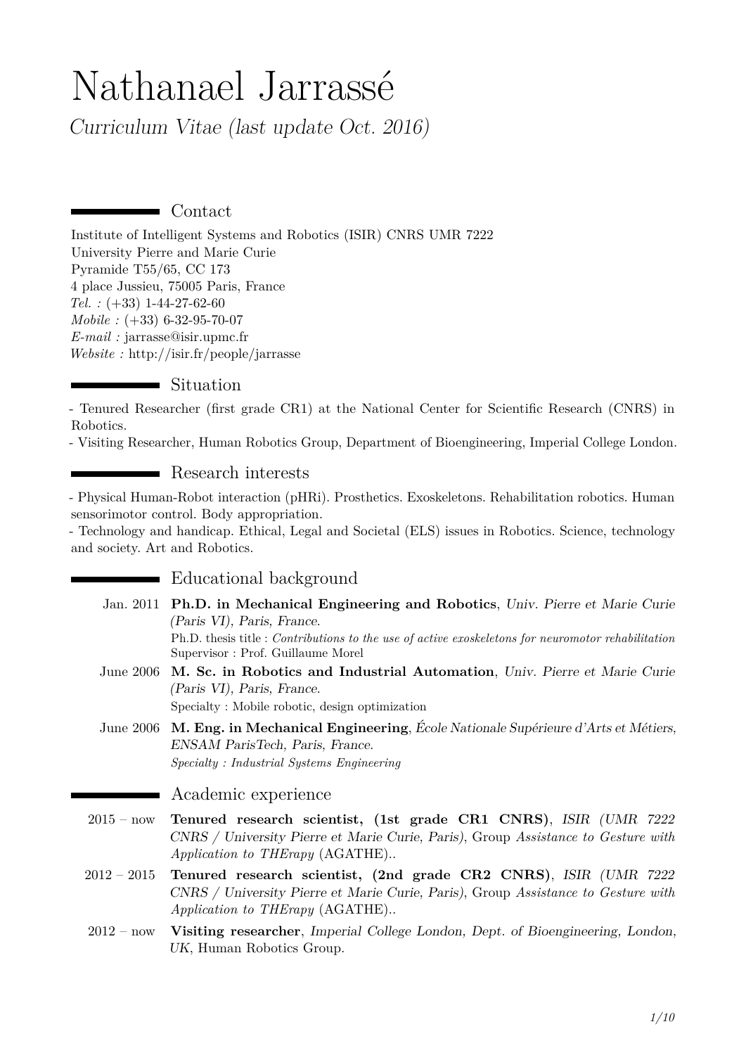# Nathanael Jarrassé

*Curriculum Vitae (last update Oct. 2016)*

## Contact

Institute of Intelligent Systems and Robotics (ISIR) CNRS UMR 7222
University Pierre and Marie Curie
Pyramide T55/65, CC 173
4 place Jussieu, 75005 Paris, France
*Tel. :* (+33) 1-44-27-62-60
*Mobile :* (+33) 6-32-95-70-07
*E-mail :* jarrasse@isir.upmc.fr
*Website :* http://isir.fr/people/jarrasse

## Situation

- Tenured Researcher (first grade CR1) at the National Center for Scientific Research (CNRS) in Robotics.
- Visiting Researcher, Human Robotics Group, Department of Bioengineering, Imperial College London.

## Research interests

- Physical Human-Robot interaction (pHRi). Prosthetics. Exoskeletons. Rehabilitation robotics. Human sensorimotor control. Body appropriation.
- Technology and handicap. Ethical, Legal and Societal (ELS) issues in Robotics. Science, technology and society. Art and Robotics.

## Educational background

Jan. 2011 **Ph.D. in Mechanical Engineering and Robotics**, *Univ. Pierre et Marie Curie (Paris VI), Paris, France*.
Ph.D. thesis title : *Contributions to the use of active exoskeletons for neuromotor rehabilitation*
Supervisor : Prof. Guillaume Morel

June 2006 **M. Sc. in Robotics and Industrial Automation**, *Univ. Pierre et Marie Curie (Paris VI), Paris, France*.
Specialty : Mobile robotic, design optimization

June 2006 **M. Eng. in Mechanical Engineering**, *École Nationale Supérieure d'Arts et Métiers, ENSAM ParisTech, Paris, France*.
*Specialty : Industrial Systems Engineering*

## Academic experience

2015 – now **Tenured research scientist, (1st grade CR1 CNRS)**, *ISIR (UMR 7222 CNRS / University Pierre et Marie Curie, Paris)*, Group *Assistance to Gesture with Application to THErapy* (AGATHE)..

2012 – 2015 **Tenured research scientist, (2nd grade CR2 CNRS)**, *ISIR (UMR 7222 CNRS / University Pierre et Marie Curie, Paris)*, Group *Assistance to Gesture with Application to THErapy* (AGATHE)..

2012 – now **Visiting researcher**, *Imperial College London, Dept. of Bioengineering, London, UK*, Human Robotics Group.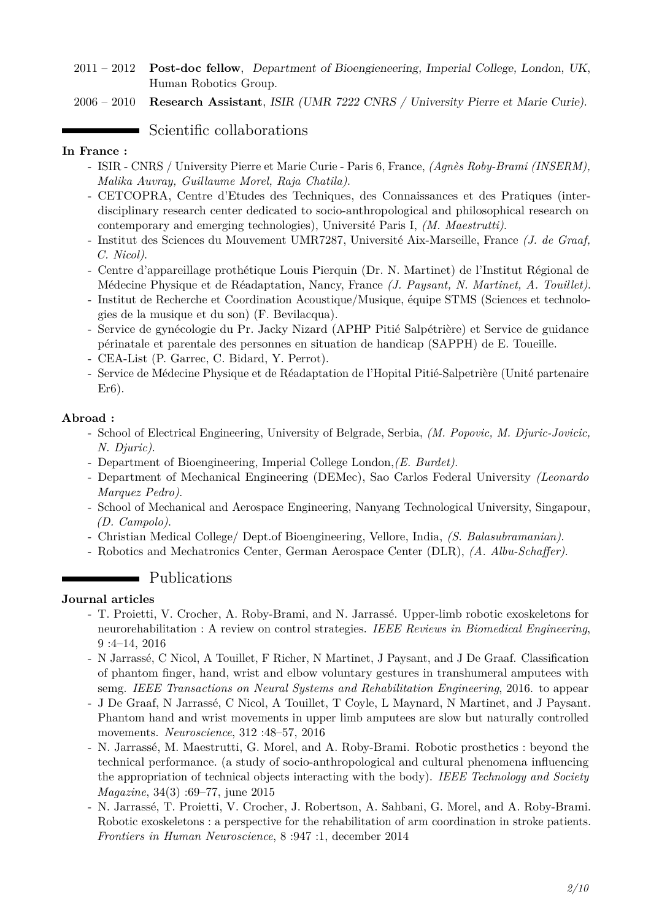2011 – 2012 **Post-doc fellow**, *Department of Bioengieneering, Imperial College, London, UK*, Human Robotics Group.

2006 – 2010 **Research Assistant**, *ISIR (UMR 7222 CNRS / University Pierre et Marie Curie).*

## Scientific collaborations

**In France :**

- ISIR - CNRS / University Pierre et Marie Curie - Paris 6, France, *(Agnès Roby-Brami (INSERM), Malika Auvray, Guillaume Morel, Raja Chatila).*
- CETCOPRA, Centre d'Etudes des Techniques, des Connaissances et des Pratiques (interdisciplinary research center dedicated to socio-anthropological and philosophical research on contemporary and emerging technologies), Université Paris I, *(M. Maestrutti).*
- Institut des Sciences du Mouvement UMR7287, Université Aix-Marseille, France *(J. de Graaf, C. Nicol).*
- Centre d'appareillage prothétique Louis Pierquin (Dr. N. Martinet) de l'Institut Régional de Médecine Physique et de Réadaptation, Nancy, France *(J. Paysant, N. Martinet, A. Touillet).*
- Institut de Recherche et Coordination Acoustique/Musique, équipe STMS (Sciences et technologies de la musique et du son) (F. Bevilacqua).
- Service de gynécologie du Pr. Jacky Nizard (APHP Pitié Salpétrière) et Service de guidance périnatale et parentale des personnes en situation de handicap (SAPPH) de E. Toueille.
- CEA-List (P. Garrec, C. Bidard, Y. Perrot).
- Service de Médecine Physique et de Réadaptation de l'Hopital Pitié-Salpetrière (Unité partenaire Er6).

**Abroad :**

- School of Electrical Engineering, University of Belgrade, Serbia, *(M. Popovic, M. Djuric-Jovicic, N. Djuric).*
- Department of Bioengineering, Imperial College London,*(E. Burdet).*
- Department of Mechanical Engineering (DEMec), Sao Carlos Federal University *(Leonardo Marquez Pedro).*
- School of Mechanical and Aerospace Engineering, Nanyang Technological University, Singapour, *(D. Campolo).*
- Christian Medical College/ Dept.of Bioengineering, Vellore, India, *(S. Balasubramanian).*
- Robotics and Mechatronics Center, German Aerospace Center (DLR), *(A. Albu-Schaffer).*

## Publications

**Journal articles**

- T. Proietti, V. Crocher, A. Roby-Brami, and N. Jarrassé. Upper-limb robotic exoskeletons for neurorehabilitation : A review on control strategies. *IEEE Reviews in Biomedical Engineering*, 9 :4–14, 2016
- N Jarrassé, C Nicol, A Touillet, F Richer, N Martinet, J Paysant, and J De Graaf. Classification of phantom finger, hand, wrist and elbow voluntary gestures in transhumeral amputees with semg. *IEEE Transactions on Neural Systems and Rehabilitation Engineering*, 2016. to appear
- J De Graaf, N Jarrassé, C Nicol, A Touillet, T Coyle, L Maynard, N Martinet, and J Paysant. Phantom hand and wrist movements in upper limb amputees are slow but naturally controlled movements. *Neuroscience*, 312 :48–57, 2016
- N. Jarrassé, M. Maestrutti, G. Morel, and A. Roby-Brami. Robotic prosthetics : beyond the technical performance. (a study of socio-anthropological and cultural phenomena influencing the appropriation of technical objects interacting with the body). *IEEE Technology and Society Magazine*, 34(3) :69–77, june 2015
- N. Jarrassé, T. Proietti, V. Crocher, J. Robertson, A. Sahbani, G. Morel, and A. Roby-Brami. Robotic exoskeletons : a perspective for the rehabilitation of arm coordination in stroke patients. *Frontiers in Human Neuroscience*, 8 :947 :1, december 2014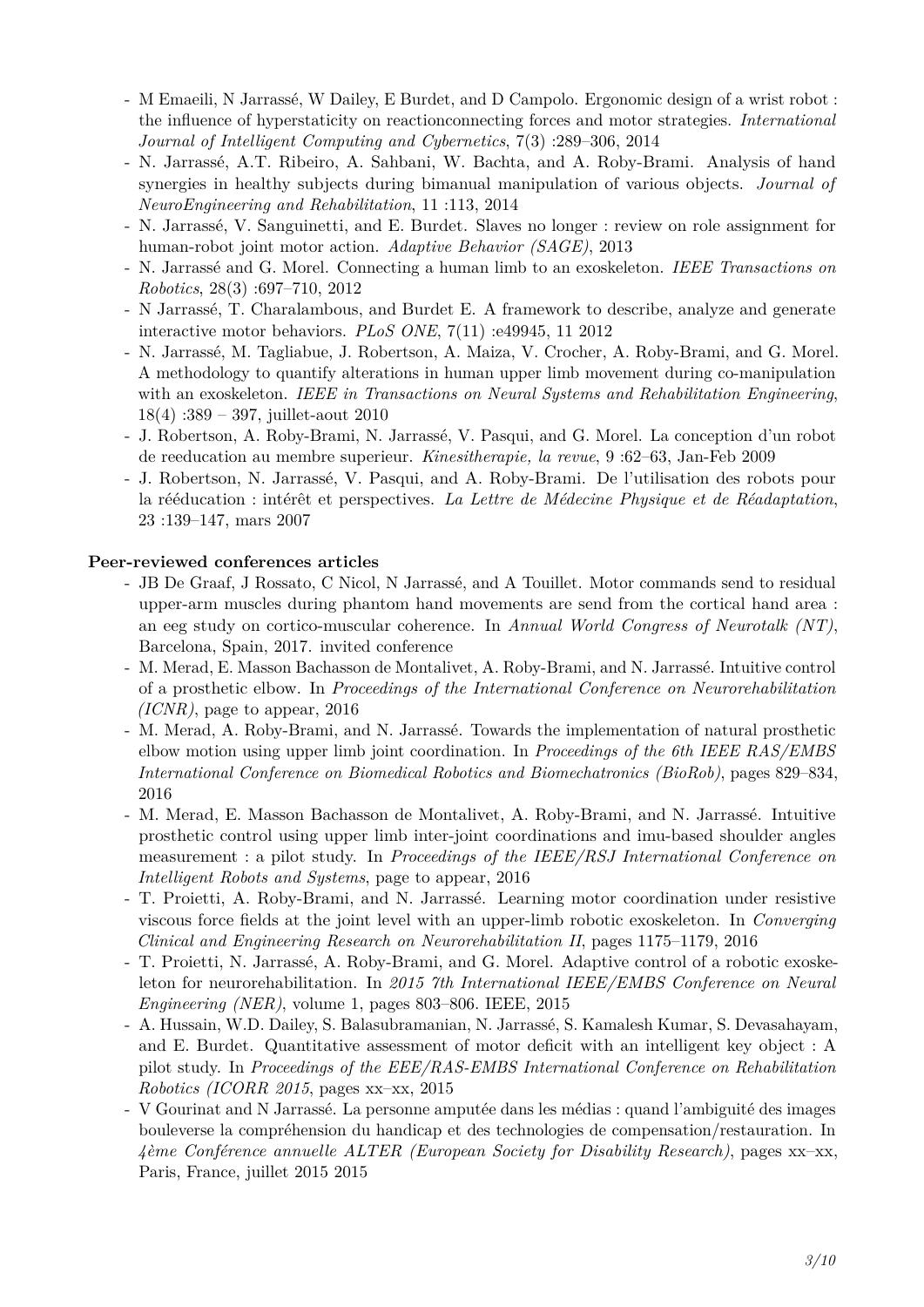- M Emaeili, N Jarrassé, W Dailey, E Burdet, and D Campolo. Ergonomic design of a wrist robot : the influence of hyperstaticity on reactionconnecting forces and motor strategies. *International Journal of Intelligent Computing and Cybernetics*, 7(3) :289–306, 2014
- N. Jarrassé, A.T. Ribeiro, A. Sahbani, W. Bachta, and A. Roby-Brami. Analysis of hand synergies in healthy subjects during bimanual manipulation of various objects. *Journal of NeuroEngineering and Rehabilitation*, 11 :113, 2014
- N. Jarrassé, V. Sanguinetti, and E. Burdet. Slaves no longer : review on role assignment for human-robot joint motor action. *Adaptive Behavior (SAGE)*, 2013
- N. Jarrassé and G. Morel. Connecting a human limb to an exoskeleton. *IEEE Transactions on Robotics*, 28(3) :697–710, 2012
- N Jarrassé, T. Charalambous, and Burdet E. A framework to describe, analyze and generate interactive motor behaviors. *PLoS ONE*, 7(11) :e49945, 11 2012
- N. Jarrassé, M. Tagliabue, J. Robertson, A. Maiza, V. Crocher, A. Roby-Brami, and G. Morel. A methodology to quantify alterations in human upper limb movement during co-manipulation with an exoskeleton. *IEEE in Transactions on Neural Systems and Rehabilitation Engineering*, 18(4) :389 – 397, juillet-aout 2010
- J. Robertson, A. Roby-Brami, N. Jarrassé, V. Pasqui, and G. Morel. La conception d'un robot de reeducation au membre superieur. *Kinesitherapie, la revue*, 9 :62–63, Jan-Feb 2009
- J. Robertson, N. Jarrassé, V. Pasqui, and A. Roby-Brami. De l'utilisation des robots pour la rééducation : intérêt et perspectives. *La Lettre de Médecine Physique et de Réadaptation*, 23 :139–147, mars 2007

**Peer-reviewed conferences articles**

- JB De Graaf, J Rossato, C Nicol, N Jarrassé, and A Touillet. Motor commands send to residual upper-arm muscles during phantom hand movements are send from the cortical hand area : an eeg study on cortico-muscular coherence. In *Annual World Congress of Neurotalk (NT)*, Barcelona, Spain, 2017. invited conference
- M. Merad, E. Masson Bachasson de Montalivet, A. Roby-Brami, and N. Jarrassé. Intuitive control of a prosthetic elbow. In *Proceedings of the International Conference on Neurorehabilitation (ICNR)*, page to appear, 2016
- M. Merad, A. Roby-Brami, and N. Jarrassé. Towards the implementation of natural prosthetic elbow motion using upper limb joint coordination. In *Proceedings of the 6th IEEE RAS/EMBS International Conference on Biomedical Robotics and Biomechatronics (BioRob)*, pages 829–834, 2016
- M. Merad, E. Masson Bachasson de Montalivet, A. Roby-Brami, and N. Jarrassé. Intuitive prosthetic control using upper limb inter-joint coordinations and imu-based shoulder angles measurement : a pilot study. In *Proceedings of the IEEE/RSJ International Conference on Intelligent Robots and Systems*, page to appear, 2016
- T. Proietti, A. Roby-Brami, and N. Jarrassé. Learning motor coordination under resistive viscous force fields at the joint level with an upper-limb robotic exoskeleton. In *Converging Clinical and Engineering Research on Neurorehabilitation II*, pages 1175–1179, 2016
- T. Proietti, N. Jarrassé, A. Roby-Brami, and G. Morel. Adaptive control of a robotic exoskeleton for neurorehabilitation. In *2015 7th International IEEE/EMBS Conference on Neural Engineering (NER)*, volume 1, pages 803–806. IEEE, 2015
- A. Hussain, W.D. Dailey, S. Balasubramanian, N. Jarrassé, S. Kamalesh Kumar, S. Devasahayam, and E. Burdet. Quantitative assessment of motor deficit with an intelligent key object : A pilot study. In *Proceedings of the EEE/RAS-EMBS International Conference on Rehabilitation Robotics (ICORR 2015*, pages xx–xx, 2015
- V Gourinat and N Jarrassé. La personne amputée dans les médias : quand l'ambiguité des images bouleverse la compréhension du handicap et des technologies de compensation/restauration. In *4ème Conférence annuelle ALTER (European Society for Disability Research)*, pages xx–xx, Paris, France, juillet 2015 2015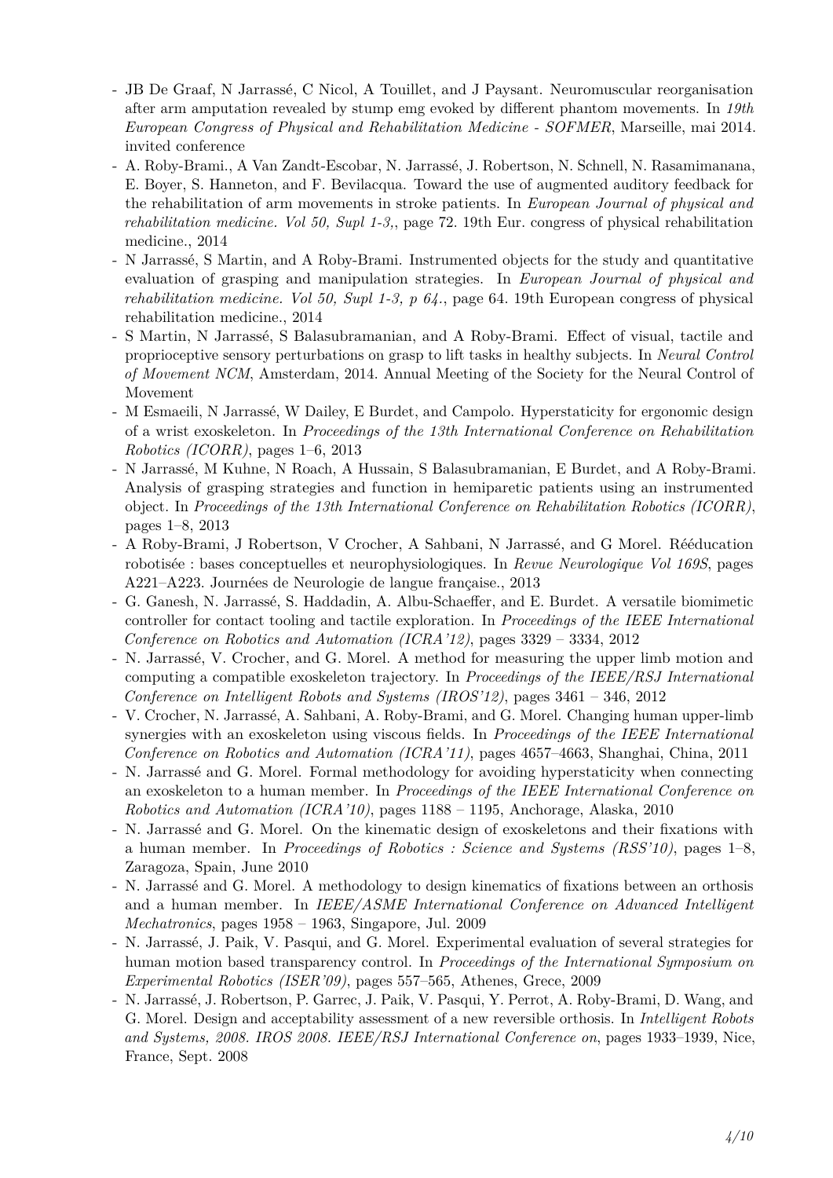- JB De Graaf, N Jarrassé, C Nicol, A Touillet, and J Paysant. Neuromuscular reorganisation after arm amputation revealed by stump emg evoked by different phantom movements. In *19th European Congress of Physical and Rehabilitation Medicine - SOFMER*, Marseille, mai 2014. invited conference
- A. Roby-Brami., A Van Zandt-Escobar, N. Jarrassé, J. Robertson, N. Schnell, N. Rasamimanana, E. Boyer, S. Hanneton, and F. Bevilacqua. Toward the use of augmented auditory feedback for the rehabilitation of arm movements in stroke patients. In *European Journal of physical and rehabilitation medicine. Vol 50, Supl 1-3,*, page 72. 19th Eur. congress of physical rehabilitation medicine., 2014
- N Jarrassé, S Martin, and A Roby-Brami. Instrumented objects for the study and quantitative evaluation of grasping and manipulation strategies. In *European Journal of physical and rehabilitation medicine. Vol 50, Supl 1-3, p 64.*, page 64. 19th European congress of physical rehabilitation medicine., 2014
- S Martin, N Jarrassé, S Balasubramanian, and A Roby-Brami. Effect of visual, tactile and proprioceptive sensory perturbations on grasp to lift tasks in healthy subjects. In *Neural Control of Movement NCM*, Amsterdam, 2014. Annual Meeting of the Society for the Neural Control of Movement
- M Esmaeili, N Jarrassé, W Dailey, E Burdet, and Campolo. Hyperstaticity for ergonomic design of a wrist exoskeleton. In *Proceedings of the 13th International Conference on Rehabilitation Robotics (ICORR)*, pages 1–6, 2013
- N Jarrassé, M Kuhne, N Roach, A Hussain, S Balasubramanian, E Burdet, and A Roby-Brami. Analysis of grasping strategies and function in hemiparetic patients using an instrumented object. In *Proceedings of the 13th International Conference on Rehabilitation Robotics (ICORR)*, pages 1–8, 2013
- A Roby-Brami, J Robertson, V Crocher, A Sahbani, N Jarrassé, and G Morel. Rééducation robotisée : bases conceptuelles et neurophysiologiques. In *Revue Neurologique Vol 169S*, pages A221–A223. Journées de Neurologie de langue française., 2013
- G. Ganesh, N. Jarrassé, S. Haddadin, A. Albu-Schaeffer, and E. Burdet. A versatile biomimetic controller for contact tooling and tactile exploration. In *Proceedings of the IEEE International Conference on Robotics and Automation (ICRA'12)*, pages 3329 – 3334, 2012
- N. Jarrassé, V. Crocher, and G. Morel. A method for measuring the upper limb motion and computing a compatible exoskeleton trajectory. In *Proceedings of the IEEE/RSJ International Conference on Intelligent Robots and Systems (IROS'12)*, pages 3461 – 346, 2012
- V. Crocher, N. Jarrassé, A. Sahbani, A. Roby-Brami, and G. Morel. Changing human upper-limb synergies with an exoskeleton using viscous fields. In *Proceedings of the IEEE International Conference on Robotics and Automation (ICRA'11)*, pages 4657–4663, Shanghai, China, 2011
- N. Jarrassé and G. Morel. Formal methodology for avoiding hyperstaticity when connecting an exoskeleton to a human member. In *Proceedings of the IEEE International Conference on Robotics and Automation (ICRA'10)*, pages 1188 – 1195, Anchorage, Alaska, 2010
- N. Jarrassé and G. Morel. On the kinematic design of exoskeletons and their fixations with a human member. In *Proceedings of Robotics : Science and Systems (RSS'10)*, pages 1–8, Zaragoza, Spain, June 2010
- N. Jarrassé and G. Morel. A methodology to design kinematics of fixations between an orthosis and a human member. In *IEEE/ASME International Conference on Advanced Intelligent Mechatronics*, pages 1958 – 1963, Singapore, Jul. 2009
- N. Jarrassé, J. Paik, V. Pasqui, and G. Morel. Experimental evaluation of several strategies for human motion based transparency control. In *Proceedings of the International Symposium on Experimental Robotics (ISER'09)*, pages 557–565, Athenes, Grece, 2009
- N. Jarrassé, J. Robertson, P. Garrec, J. Paik, V. Pasqui, Y. Perrot, A. Roby-Brami, D. Wang, and G. Morel. Design and acceptability assessment of a new reversible orthosis. In *Intelligent Robots and Systems, 2008. IROS 2008. IEEE/RSJ International Conference on*, pages 1933–1939, Nice, France, Sept. 2008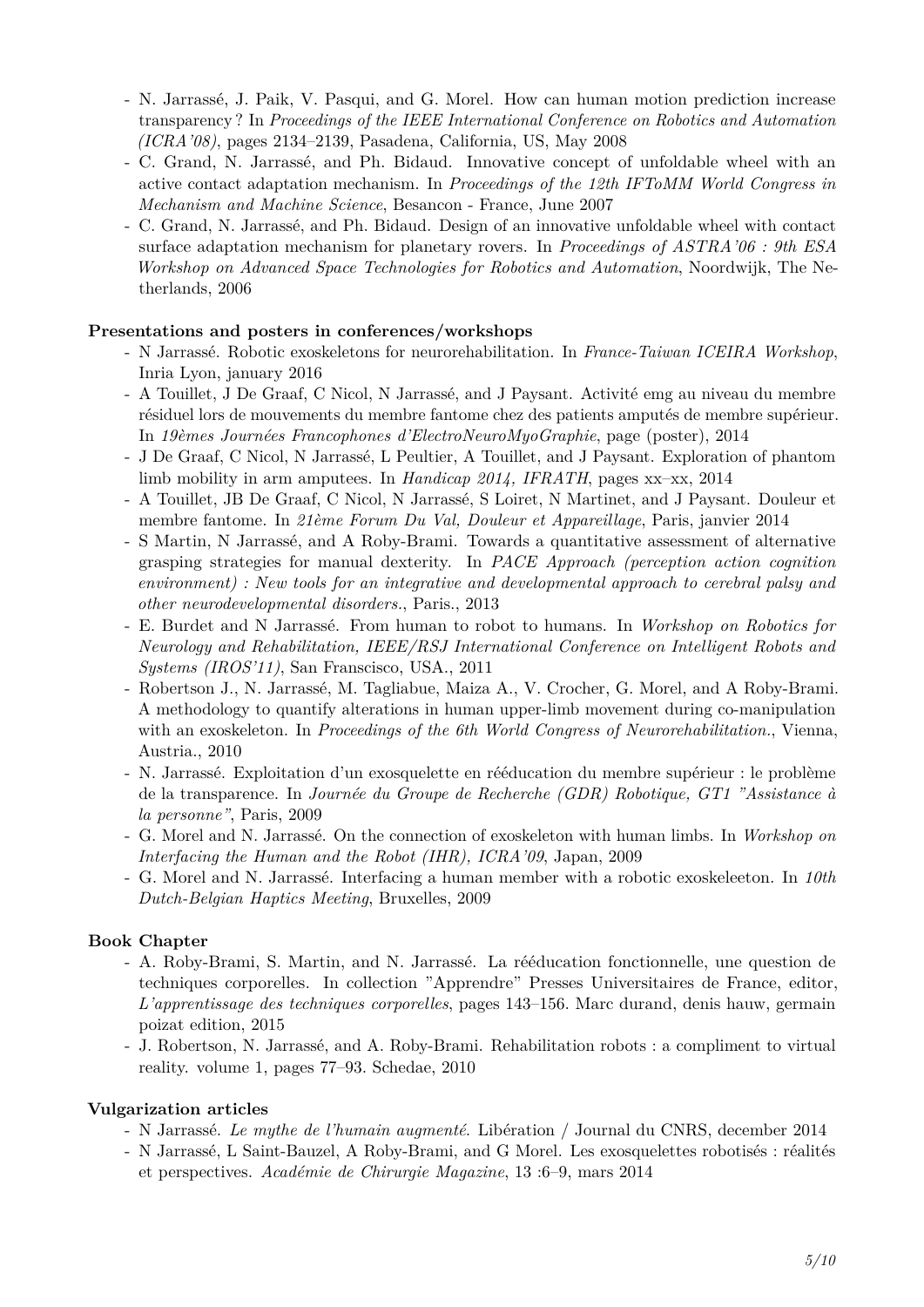- N. Jarrassé, J. Paik, V. Pasqui, and G. Morel. How can human motion prediction increase transparency ? In *Proceedings of the IEEE International Conference on Robotics and Automation (ICRA'08)*, pages 2134–2139, Pasadena, California, US, May 2008
- C. Grand, N. Jarrassé, and Ph. Bidaud. Innovative concept of unfoldable wheel with an active contact adaptation mechanism. In *Proceedings of the 12th IFToMM World Congress in Mechanism and Machine Science*, Besancon - France, June 2007
- C. Grand, N. Jarrassé, and Ph. Bidaud. Design of an innovative unfoldable wheel with contact surface adaptation mechanism for planetary rovers. In *Proceedings of ASTRA'06 : 9th ESA Workshop on Advanced Space Technologies for Robotics and Automation*, Noordwijk, The Netherlands, 2006

**Presentations and posters in conferences/workshops**

- N Jarrassé. Robotic exoskeletons for neurorehabilitation. In *France-Taiwan ICEIRA Workshop*, Inria Lyon, january 2016
- A Touillet, J De Graaf, C Nicol, N Jarrassé, and J Paysant. Activité emg au niveau du membre résiduel lors de mouvements du membre fantome chez des patients amputés de membre supérieur. In *19èmes Journées Francophones d'ElectroNeuroMyoGraphie*, page (poster), 2014
- J De Graaf, C Nicol, N Jarrassé, L Peultier, A Touillet, and J Paysant. Exploration of phantom limb mobility in arm amputees. In *Handicap 2014, IFRATH*, pages xx–xx, 2014
- A Touillet, JB De Graaf, C Nicol, N Jarrassé, S Loiret, N Martinet, and J Paysant. Douleur et membre fantome. In *21ème Forum Du Val, Douleur et Appareillage*, Paris, janvier 2014
- S Martin, N Jarrassé, and A Roby-Brami. Towards a quantitative assessment of alternative grasping strategies for manual dexterity. In *PACE Approach (perception action cognition environment) : New tools for an integrative and developmental approach to cerebral palsy and other neurodevelopmental disorders.*, Paris., 2013
- E. Burdet and N Jarrassé. From human to robot to humans. In *Workshop on Robotics for Neurology and Rehabilitation, IEEE/RSJ International Conference on Intelligent Robots and Systems (IROS'11)*, San Franscisco, USA., 2011
- Robertson J., N. Jarrassé, M. Tagliabue, Maiza A., V. Crocher, G. Morel, and A Roby-Brami. A methodology to quantify alterations in human upper-limb movement during co-manipulation with an exoskeleton. In *Proceedings of the 6th World Congress of Neurorehabilitation.*, Vienna, Austria., 2010
- N. Jarrassé. Exploitation d'un exosquelette en rééducation du membre supérieur : le problème de la transparence. In *Journée du Groupe de Recherche (GDR) Robotique, GT1 "Assistance à la personne"*, Paris, 2009
- G. Morel and N. Jarrassé. On the connection of exoskeleton with human limbs. In *Workshop on Interfacing the Human and the Robot (IHR), ICRA'09*, Japan, 2009
- G. Morel and N. Jarrassé. Interfacing a human member with a robotic exoskeleeton. In *10th Dutch-Belgian Haptics Meeting*, Bruxelles, 2009

**Book Chapter**

- A. Roby-Brami, S. Martin, and N. Jarrassé. La rééducation fonctionnelle, une question de techniques corporelles. In collection "Apprendre" Presses Universitaires de France, editor, *L'apprentissage des techniques corporelles*, pages 143–156. Marc durand, denis hauw, germain poizat edition, 2015
- J. Robertson, N. Jarrassé, and A. Roby-Brami. Rehabilitation robots : a compliment to virtual reality. volume 1, pages 77–93. Schedae, 2010

**Vulgarization articles**

- N Jarrassé. *Le mythe de l'humain augmenté*. Libération / Journal du CNRS, december 2014
- N Jarrassé, L Saint-Bauzel, A Roby-Brami, and G Morel. Les exosquelettes robotisés : réalités et perspectives. *Académie de Chirurgie Magazine*, 13 :6–9, mars 2014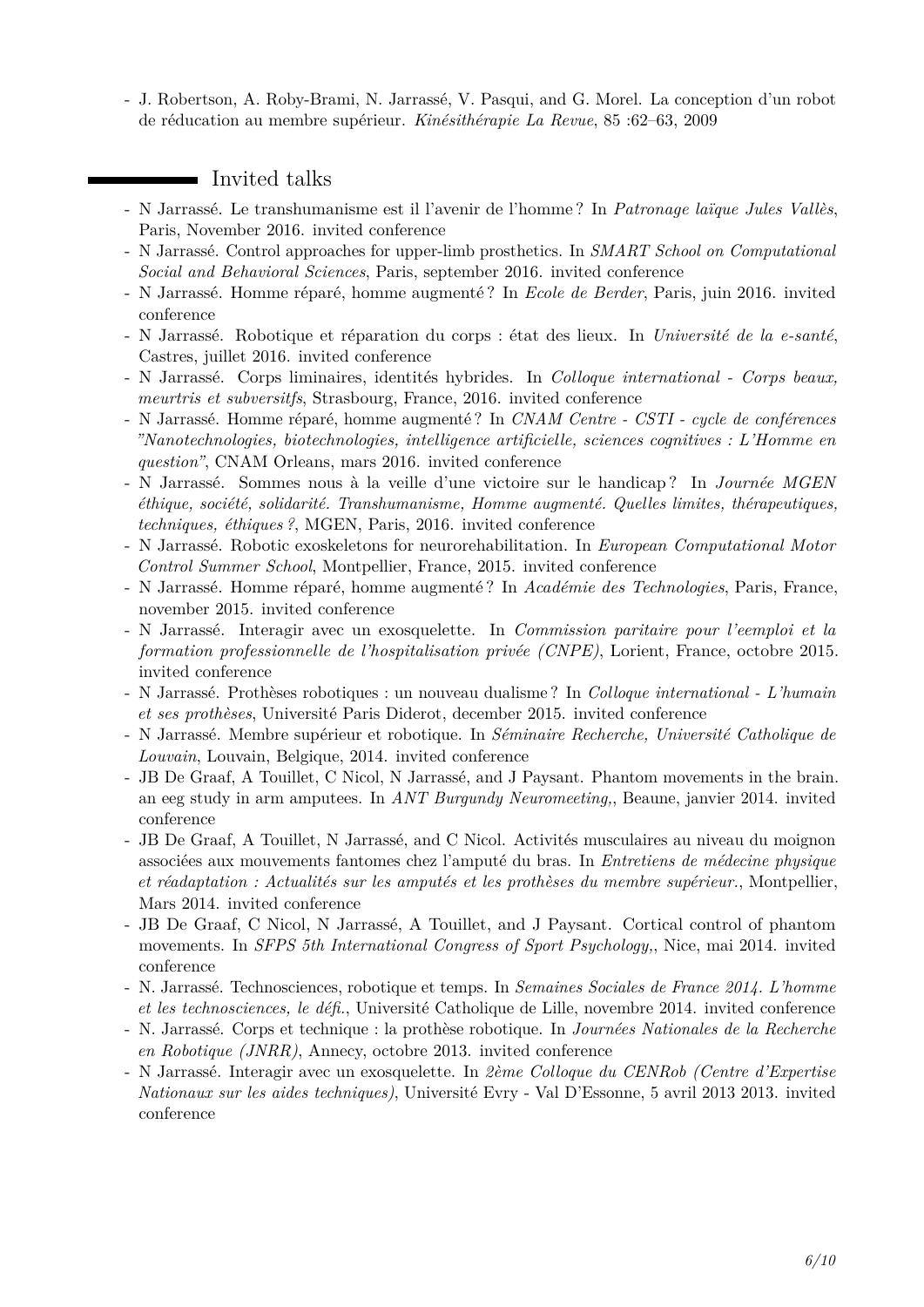- J. Robertson, A. Roby-Brami, N. Jarrassé, V. Pasqui, and G. Morel. La conception d'un robot de réducation au membre supérieur. *Kinésithérapie La Revue*, 85 :62–63, 2009

## Invited talks

- N Jarrassé. Le transhumanisme est il l'avenir de l'homme ? In *Patronage laïque Jules Vallès*, Paris, November 2016. invited conference
- N Jarrassé. Control approaches for upper-limb prosthetics. In *SMART School on Computational Social and Behavioral Sciences*, Paris, september 2016. invited conference
- N Jarrassé. Homme réparé, homme augmenté ? In *Ecole de Berder*, Paris, juin 2016. invited conference
- N Jarrassé. Robotique et réparation du corps : état des lieux. In *Université de la e-santé*, Castres, juillet 2016. invited conference
- N Jarrassé. Corps liminaires, identités hybrides. In *Colloque international - Corps beaux, meurtris et subversitfs*, Strasbourg, France, 2016. invited conference
- N Jarrassé. Homme réparé, homme augmenté ? In *CNAM Centre - CSTI - cycle de conférences "Nanotechnologies, biotechnologies, intelligence artificielle, sciences cognitives : L'Homme en question"*, CNAM Orleans, mars 2016. invited conference
- N Jarrassé. Sommes nous à la veille d'une victoire sur le handicap ? In *Journée MGEN éthique, société, solidarité. Transhumanisme, Homme augmenté. Quelles limites, thérapeutiques, techniques, éthiques ?*, MGEN, Paris, 2016. invited conference
- N Jarrassé. Robotic exoskeletons for neurorehabilitation. In *European Computational Motor Control Summer School*, Montpellier, France, 2015. invited conference
- N Jarrassé. Homme réparé, homme augmenté ? In *Académie des Technologies*, Paris, France, november 2015. invited conference
- N Jarrassé. Interagir avec un exosquelette. In *Commission paritaire pour l'eemploi et la formation professionnelle de l'hospitalisation privée (CNPE)*, Lorient, France, octobre 2015. invited conference
- N Jarrassé. Prothèses robotiques : un nouveau dualisme ? In *Colloque international - L'humain et ses prothèses*, Université Paris Diderot, december 2015. invited conference
- N Jarrassé. Membre supérieur et robotique. In *Séminaire Recherche, Université Catholique de Louvain*, Louvain, Belgique, 2014. invited conference
- JB De Graaf, A Touillet, C Nicol, N Jarrassé, and J Paysant. Phantom movements in the brain. an eeg study in arm amputees. In *ANT Burgundy Neuromeeting,*, Beaune, janvier 2014. invited conference
- JB De Graaf, A Touillet, N Jarrassé, and C Nicol. Activités musculaires au niveau du moignon associées aux mouvements fantomes chez l'amputé du bras. In *Entretiens de médecine physique et réadaptation : Actualités sur les amputés et les prothèses du membre supérieur.*, Montpellier, Mars 2014. invited conference
- JB De Graaf, C Nicol, N Jarrassé, A Touillet, and J Paysant. Cortical control of phantom movements. In *SFPS 5th International Congress of Sport Psychology,*, Nice, mai 2014. invited conference
- N. Jarrassé. Technosciences, robotique et temps. In *Semaines Sociales de France 2014. L'homme et les technosciences, le défi.*, Université Catholique de Lille, novembre 2014. invited conference
- N. Jarrassé. Corps et technique : la prothèse robotique. In *Journées Nationales de la Recherche en Robotique (JNRR)*, Annecy, octobre 2013. invited conference
- N Jarrassé. Interagir avec un exosquelette. In *2ème Colloque du CENRob (Centre d'Expertise Nationaux sur les aides techniques)*, Université Evry - Val D'Essonne, 5 avril 2013 2013. invited conference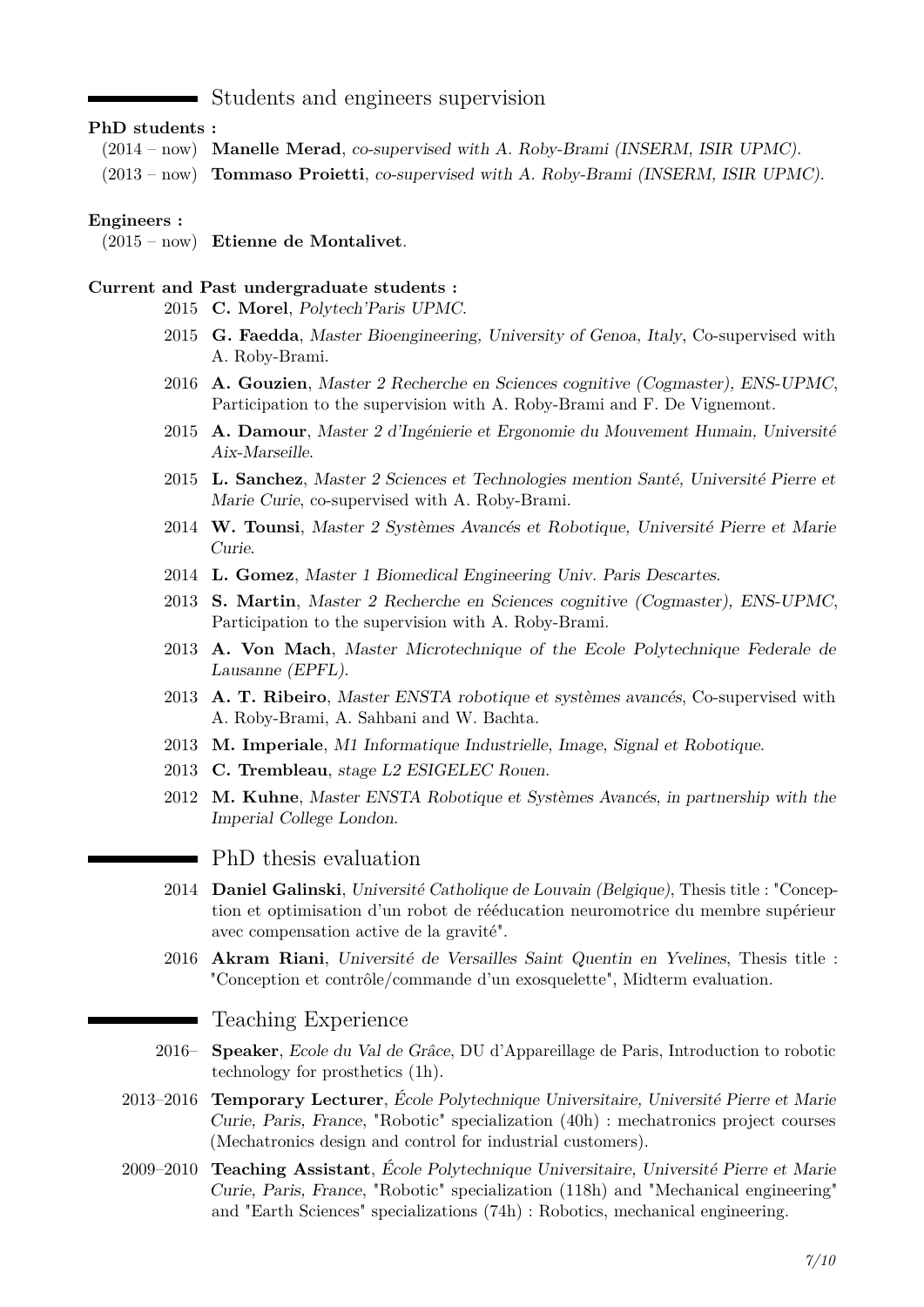## Students and engineers supervision

**PhD students :**

- (2014 – now) **Manelle Merad**, *co-supervised with A. Roby-Brami (INSERM, ISIR UPMC).*
- (2013 – now) **Tommaso Proietti**, *co-supervised with A. Roby-Brami (INSERM, ISIR UPMC).*

**Engineers :**

- (2015 – now) **Etienne de Montalivet**.

**Current and Past undergraduate students :**

- 2015 **C. Morel**, *Polytech'Paris UPMC.*
- 2015 **G. Faedda**, *Master Bioengineering, University of Genoa, Italy*, Co-supervised with A. Roby-Brami.
- 2016 **A. Gouzien**, *Master 2 Recherche en Sciences cognitive (Cogmaster), ENS-UPMC*, Participation to the supervision with A. Roby-Brami and F. De Vignemont.
- 2015 **A. Damour**, *Master 2 d'Ingénierie et Ergonomie du Mouvement Humain, Université Aix-Marseille.*
- 2015 **L. Sanchez**, *Master 2 Sciences et Technologies mention Santé, Université Pierre et Marie Curie*, co-supervised with A. Roby-Brami.
- 2014 **W. Tounsi**, *Master 2 Systèmes Avancés et Robotique, Université Pierre et Marie Curie.*
- 2014 **L. Gomez**, *Master 1 Biomedical Engineering Univ. Paris Descartes.*
- 2013 **S. Martin**, *Master 2 Recherche en Sciences cognitive (Cogmaster), ENS-UPMC*, Participation to the supervision with A. Roby-Brami.
- 2013 **A. Von Mach**, *Master Microtechnique of the Ecole Polytechnique Federale de Lausanne (EPFL).*
- 2013 **A. T. Ribeiro**, *Master ENSTA robotique et systèmes avancés*, Co-supervised with A. Roby-Brami, A. Sahbani and W. Bachta.
- 2013 **M. Imperiale**, *M1 Informatique Industrielle, Image, Signal et Robotique.*
- 2013 **C. Trembleau**, *stage L2 ESIGELEC Rouen.*
- 2012 **M. Kuhne**, *Master ENSTA Robotique et Systèmes Avancés, in partnership with the Imperial College London.*

## PhD thesis evaluation

- 2014 **Daniel Galinski**, *Université Catholique de Louvain (Belgique)*, Thesis title : "Conception et optimisation d'un robot de rééducation neuromotrice du membre supérieur avec compensation active de la gravité".
- 2016 **Akram Riani**, *Université de Versailles Saint Quentin en Yvelines*, Thesis title : "Conception et contrôle/commande d'un exosquelette", Midterm evaluation.

## Teaching Experience

- 2016– **Speaker**, *Ecole du Val de Grâce*, DU d'Appareillage de Paris, Introduction to robotic technology for prosthetics (1h).
- 2013–2016 **Temporary Lecturer**, *École Polytechnique Universitaire, Université Pierre et Marie Curie, Paris, France*, "Robotic" specialization (40h) : mechatronics project courses (Mechatronics design and control for industrial customers).
- 2009–2010 **Teaching Assistant**, *École Polytechnique Universitaire, Université Pierre et Marie Curie, Paris, France*, "Robotic" specialization (118h) and "Mechanical engineering" and "Earth Sciences" specializations (74h) : Robotics, mechanical engineering.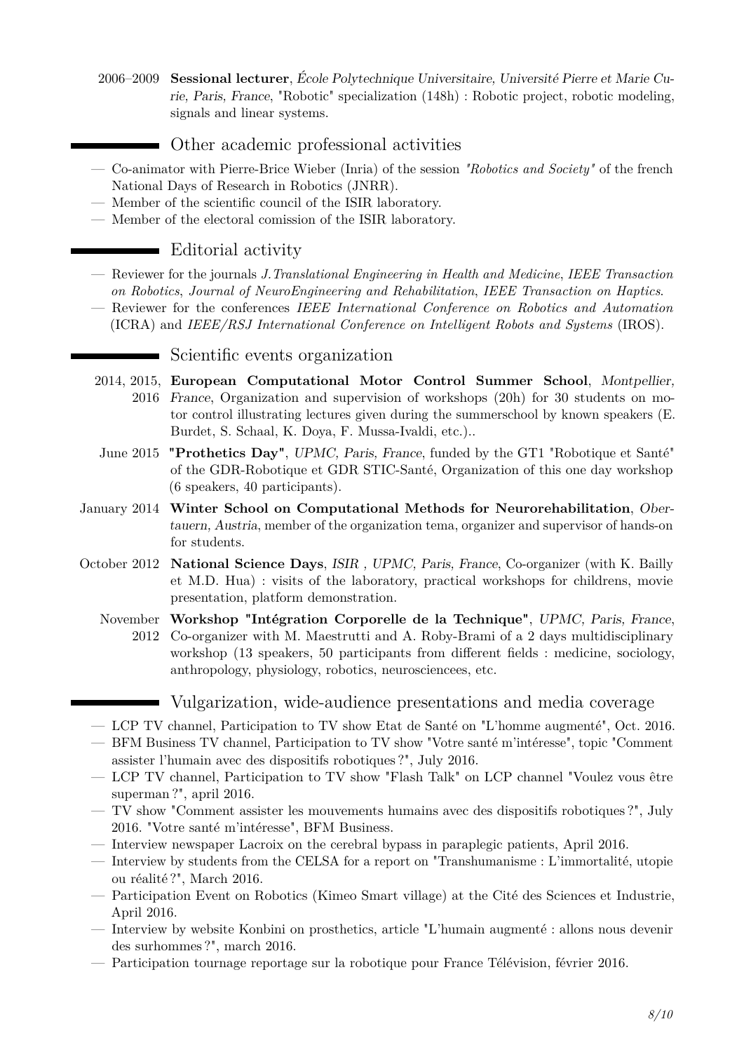2006–2009 **Sessional lecturer**, *École Polytechnique Universitaire, Université Pierre et Marie Curie, Paris, France*, "Robotic" specialization (148h) : Robotic project, robotic modeling, signals and linear systems.

## Other academic professional activities

- Co-animator with Pierre-Brice Wieber (Inria) of the session *"Robotics and Society"* of the french National Days of Research in Robotics (JNRR).
- Member of the scientific council of the ISIR laboratory.
- Member of the electoral comission of the ISIR laboratory.

## Editorial activity

- Reviewer for the journals *J. Translational Engineering in Health and Medicine*, *IEEE Transaction on Robotics*, *Journal of NeuroEngineering and Rehabilitation*, *IEEE Transaction on Haptics*.
- Reviewer for the conferences *IEEE International Conference on Robotics and Automation* (ICRA) and *IEEE/RSJ International Conference on Intelligent Robots and Systems* (IROS).

## Scientific events organization

2014, 2015, 2016 **European Computational Motor Control Summer School**, *Montpellier, France*, Organization and supervision of workshops (20h) for 30 students on motor control illustrating lectures given during the summerschool by known speakers (E. Burdet, S. Schaal, K. Doya, F. Mussa-Ivaldi, etc.)..

June 2015 **"Prothetics Day"**, *UPMC, Paris, France*, funded by the GT1 "Robotique et Santé" of the GDR-Robotique et GDR STIC-Santé, Organization of this one day workshop (6 speakers, 40 participants).

January 2014 **Winter School on Computational Methods for Neurorehabilitation**, *Obertauern, Austria*, member of the organization tema, organizer and supervisor of hands-on for students.

October 2012 **National Science Days**, *ISIR , UPMC, Paris, France*, Co-organizer (with K. Bailly et M.D. Hua) : visits of the laboratory, practical workshops for childrens, movie presentation, platform demonstration.

November 2012 **Workshop "Intégration Corporelle de la Technique"**, *UPMC, Paris, France*, Co-organizer with M. Maestrutti and A. Roby-Brami of a 2 days multidisciplinary workshop (13 speakers, 50 participants from different fields : medicine, sociology, anthropology, physiology, robotics, neurosciencees, etc.

## Vulgarization, wide-audience presentations and media coverage

- LCP TV channel, Participation to TV show Etat de Santé on "L'homme augmenté", Oct. 2016.
- BFM Business TV channel, Participation to TV show "Votre santé m'intéresse", topic "Comment assister l'humain avec des dispositifs robotiques ?", July 2016.
- LCP TV channel, Participation to TV show "Flash Talk" on LCP channel "Voulez vous être superman ?", april 2016.
- TV show "Comment assister les mouvements humains avec des dispositifs robotiques ?", July 2016. "Votre santé m'intéresse", BFM Business.
- Interview newspaper Lacroix on the cerebral bypass in paraplegic patients, April 2016.
- Interview by students from the CELSA for a report on "Transhumanisme : L'immortalité, utopie ou réalité ?", March 2016.
- Participation Event on Robotics (Kimeo Smart village) at the Cité des Sciences et Industrie, April 2016.
- Interview by website Konbini on prosthetics, article "L'humain augmenté : allons nous devenir des surhommes ?", march 2016.
- Participation tournage reportage sur la robotique pour France Télévision, février 2016.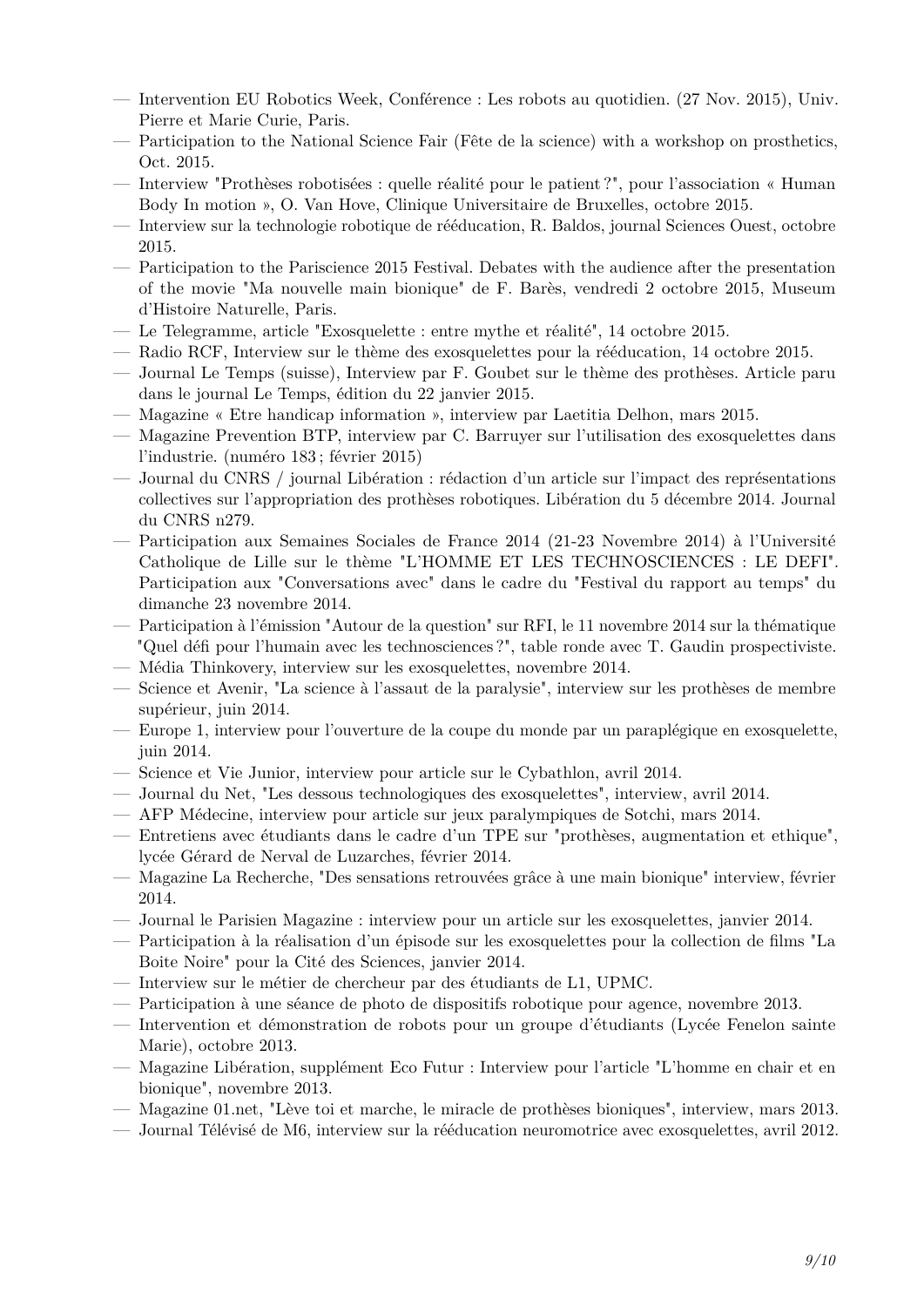- Intervention EU Robotics Week, Conférence : Les robots au quotidien. (27 Nov. 2015), Univ. Pierre et Marie Curie, Paris.
- Participation to the National Science Fair (Fête de la science) with a workshop on prosthetics, Oct. 2015.
- Interview "Prothèses robotisées : quelle réalité pour le patient ?", pour l'association « Human Body In motion », O. Van Hove, Clinique Universitaire de Bruxelles, octobre 2015.
- Interview sur la technologie robotique de rééducation, R. Baldos, journal Sciences Ouest, octobre 2015.
- Participation to the Pariscience 2015 Festival. Debates with the audience after the presentation of the movie "Ma nouvelle main bionique" de F. Barès, vendredi 2 octobre 2015, Museum d'Histoire Naturelle, Paris.
- Le Telegramme, article "Exosquelette : entre mythe et réalité", 14 octobre 2015.
- Radio RCF, Interview sur le thème des exosquelettes pour la rééducation, 14 octobre 2015.
- Journal Le Temps (suisse), Interview par F. Goubet sur le thème des prothèses. Article paru dans le journal Le Temps, édition du 22 janvier 2015.
- Magazine « Etre handicap information », interview par Laetitia Delhon, mars 2015.
- Magazine Prevention BTP, interview par C. Barruyer sur l'utilisation des exosquelettes dans l'industrie. (numéro 183 ; février 2015)
- Journal du CNRS / journal Libération : rédaction d'un article sur l'impact des représentations collectives sur l'appropriation des prothèses robotiques. Libération du 5 décembre 2014. Journal du CNRS n279.
- Participation aux Semaines Sociales de France 2014 (21-23 Novembre 2014) à l'Université Catholique de Lille sur le thème "L'HOMME ET LES TECHNOSCIENCES : LE DEFI". Participation aux "Conversations avec" dans le cadre du "Festival du rapport au temps" du dimanche 23 novembre 2014.
- Participation à l'émission "Autour de la question" sur RFI, le 11 novembre 2014 sur la thématique "Quel défi pour l'humain avec les technosciences ?", table ronde avec T. Gaudin prospectiviste.
- Média Thinkovery, interview sur les exosquelettes, novembre 2014.
- Science et Avenir, "La science à l'assaut de la paralysie", interview sur les prothèses de membre supérieur, juin 2014.
- Europe 1, interview pour l'ouverture de la coupe du monde par un paraplégique en exosquelette, juin 2014.
- Science et Vie Junior, interview pour article sur le Cybathlon, avril 2014.
- Journal du Net, "Les dessous technologiques des exosquelettes", interview, avril 2014.
- AFP Médecine, interview pour article sur jeux paralympiques de Sotchi, mars 2014.
- Entretiens avec étudiants dans le cadre d'un TPE sur "prothèses, augmentation et ethique", lycée Gérard de Nerval de Luzarches, février 2014.
- Magazine La Recherche, "Des sensations retrouvées grâce à une main bionique" interview, février 2014.
- Journal le Parisien Magazine : interview pour un article sur les exosquelettes, janvier 2014.
- Participation à la réalisation d'un épisode sur les exosquelettes pour la collection de films "La Boite Noire" pour la Cité des Sciences, janvier 2014.
- Interview sur le métier de chercheur par des étudiants de L1, UPMC.
- Participation à une séance de photo de dispositifs robotique pour agence, novembre 2013.
- Intervention et démonstration de robots pour un groupe d'étudiants (Lycée Fenelon sainte Marie), octobre 2013.
- Magazine Libération, supplément Eco Futur : Interview pour l'article "L'homme en chair et en bionique", novembre 2013.
- Magazine 01.net, "Lève toi et marche, le miracle de prothèses bioniques", interview, mars 2013.
- Journal Télévisé de M6, interview sur la rééducation neuromotrice avec exosquelettes, avril 2012.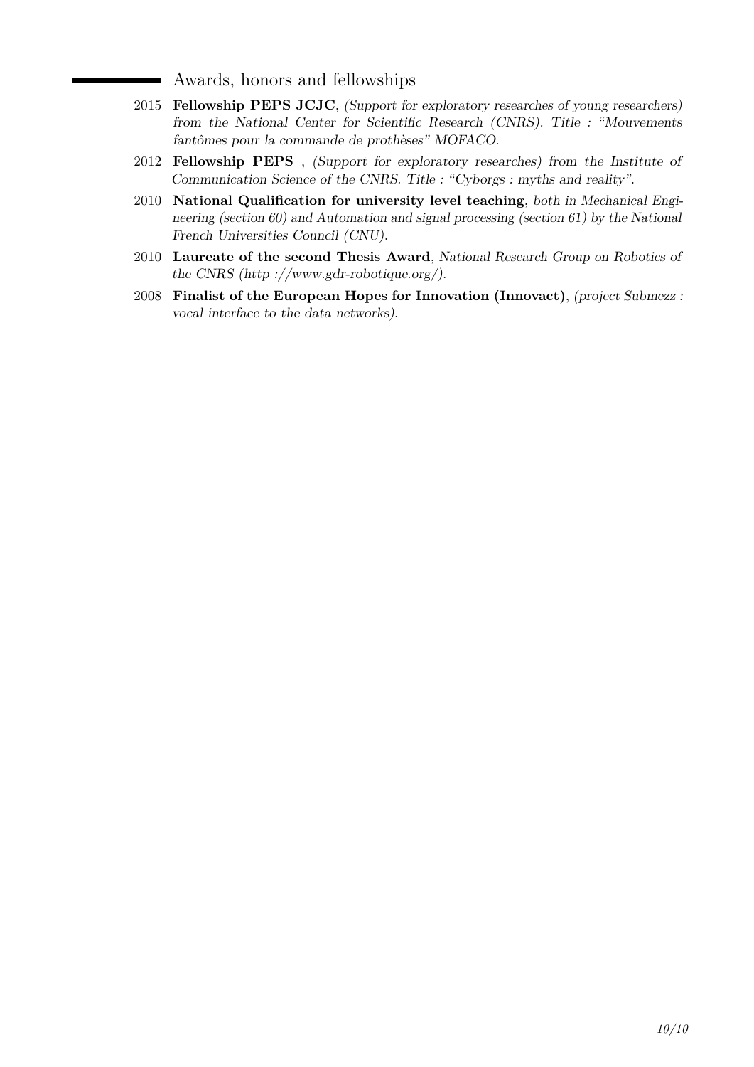## Awards, honors and fellowships

2015 **Fellowship PEPS JCJC**, *(Support for exploratory researches of young researchers) from the National Center for Scientific Research (CNRS). Title : "Mouvements fantômes pour la commande de prothèses" MOFACO.*

2012 **Fellowship PEPS** , *(Support for exploratory researches) from the Institute of Communication Science of the CNRS. Title : "Cyborgs : myths and reality".*

2010 **National Qualification for university level teaching**, *both in Mechanical Engineering (section 60) and Automation and signal processing (section 61) by the National French Universities Council (CNU).*

2010 **Laureate of the second Thesis Award**, *National Research Group on Robotics of the CNRS (http ://www.gdr-robotique.org/).*

2008 **Finalist of the European Hopes for Innovation (Innovact)**, *(project Submezz : vocal interface to the data networks).*